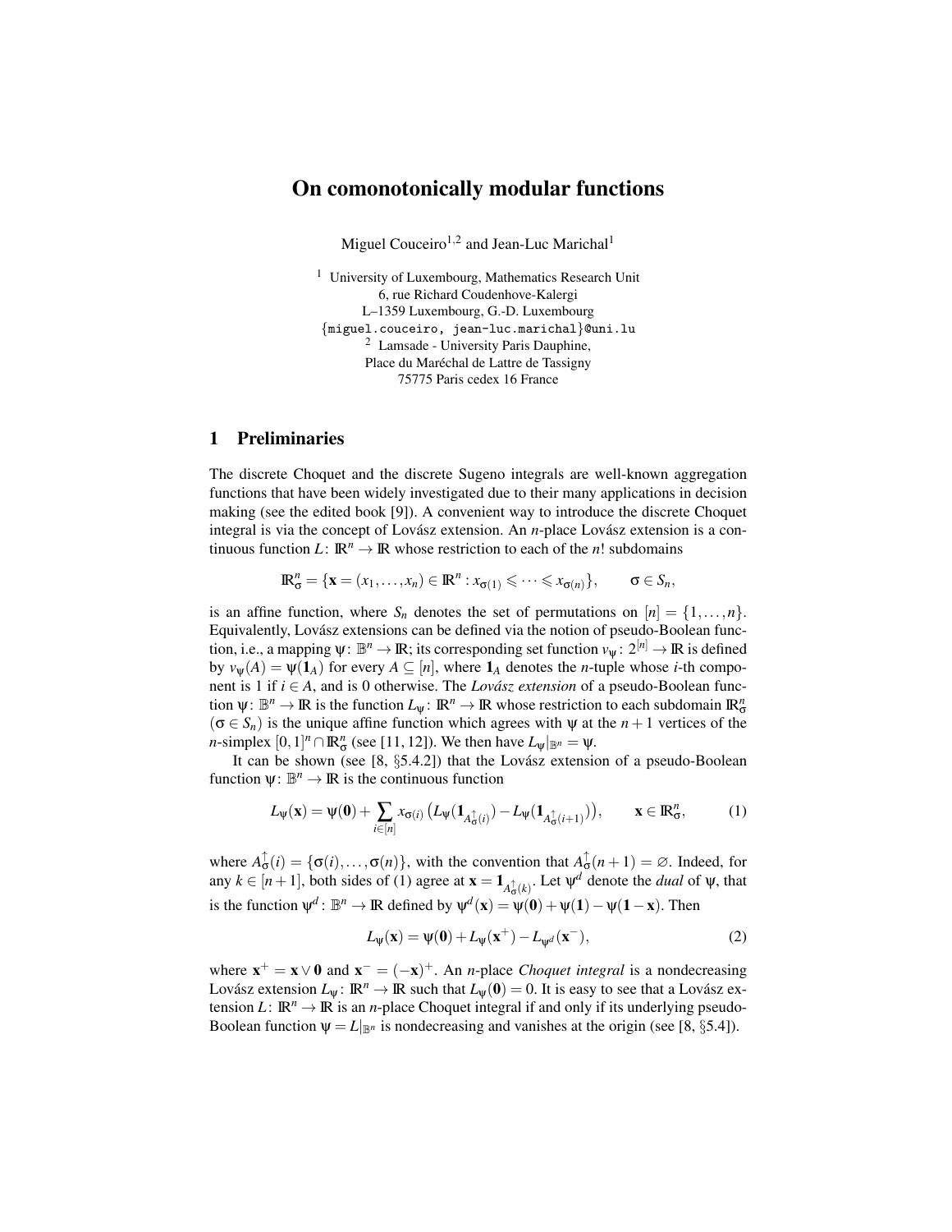# On comonotonically modular functions

Miguel Couceiro[1,2] and Jean-Luc Marichal[1]

[1] University of Luxembourg, Mathematics Research Unit
6, rue Richard Coudenhove-Kalergi
L–1359 Luxembourg, G.-D. Luxembourg
{miguel.couceiro, jean-luc.marichal}@uni.lu
[2] Lamsade - University Paris Dauphine,
Place du Maréchal de Lattre de Tassigny
75775 Paris cedex 16 France

## 1 Preliminaries

The discrete Choquet and the discrete Sugeno integrals are well-known aggregation functions that have been widely investigated due to their many applications in decision making (see the edited book [9]). A convenient way to introduce the discrete Choquet integral is via the concept of Lovász extension. An $n$-place Lovász extension is a continuous function $L\colon \mathbb{R}^n \to \mathbb{R}$ whose restriction to each of the $n!$ subdomains

$$\mathbb{R}^n_\sigma = \{\mathbf{x} = (x_1, \ldots, x_n) \in \mathbb{R}^n : x_{\sigma(1)} \leqslant \cdots \leqslant x_{\sigma(n)}\}, \qquad \sigma \in S_n,$$

is an affine function, where $S_n$ denotes the set of permutations on $[n] = \{1, \ldots, n\}$. Equivalently, Lovász extensions can be defined via the notion of pseudo-Boolean function, i.e., a mapping $\psi\colon \mathbb{B}^n \to \mathbb{R}$; its corresponding set function $v_\psi\colon 2^{[n]} \to \mathbb{R}$ is defined by $v_\psi(A) = \psi(\mathbf{1}_A)$ for every $A \subseteq [n]$, where $\mathbf{1}_A$ denotes the $n$-tuple whose $i$-th component is 1 if $i \in A$, and is 0 otherwise. The *Lovász extension* of a pseudo-Boolean function $\psi\colon \mathbb{B}^n \to \mathbb{R}$ is the function $L_\psi\colon \mathbb{R}^n \to \mathbb{R}$ whose restriction to each subdomain $\mathbb{R}^n_\sigma$ ($\sigma \in S_n$) is the unique affine function which agrees with $\psi$ at the $n+1$ vertices of the $n$-simplex $[0,1]^n \cap \mathbb{R}^n_\sigma$ (see [11, 12]). We then have $L_\psi|_{\mathbb{B}^n} = \psi$.

It can be shown (see [8, §5.4.2]) that the Lovász extension of a pseudo-Boolean function $\psi\colon \mathbb{B}^n \to \mathbb{R}$ is the continuous function

$$L_\psi(\mathbf{x}) = \psi(\mathbf{0}) + \sum_{i \in [n]} x_{\sigma(i)} \left( L_\psi(\mathbf{1}_{A^\uparrow_\sigma(i)}) - L_\psi(\mathbf{1}_{A^\uparrow_\sigma(i+1)}) \right), \qquad \mathbf{x} \in \mathbb{R}^n_\sigma, \tag{1}$$

where $A^\uparrow_\sigma(i) = \{\sigma(i), \ldots, \sigma(n)\}$, with the convention that $A^\uparrow_\sigma(n+1) = \varnothing$. Indeed, for any $k \in [n+1]$, both sides of (1) agree at $\mathbf{x} = \mathbf{1}_{A^\uparrow_\sigma(k)}$. Let $\psi^d$ denote the *dual* of $\psi$, that is the function $\psi^d\colon \mathbb{B}^n \to \mathbb{R}$ defined by $\psi^d(\mathbf{x}) = \psi(\mathbf{0}) + \psi(\mathbf{1}) - \psi(\mathbf{1} - \mathbf{x})$. Then

$$L_\psi(\mathbf{x}) = \psi(\mathbf{0}) + L_\psi(\mathbf{x}^+) - L_{\psi^d}(\mathbf{x}^-), \tag{2}$$

where $\mathbf{x}^+ = \mathbf{x} \vee \mathbf{0}$ and $\mathbf{x}^- = (-\mathbf{x})^+$. An $n$-place *Choquet integral* is a nondecreasing Lovász extension $L_\psi\colon \mathbb{R}^n \to \mathbb{R}$ such that $L_\psi(\mathbf{0}) = 0$. It is easy to see that a Lovász extension $L\colon \mathbb{R}^n \to \mathbb{R}$ is an $n$-place Choquet integral if and only if its underlying pseudo-Boolean function $\psi = L|_{\mathbb{B}^n}$ is nondecreasing and vanishes at the origin (see [8, §5.4]).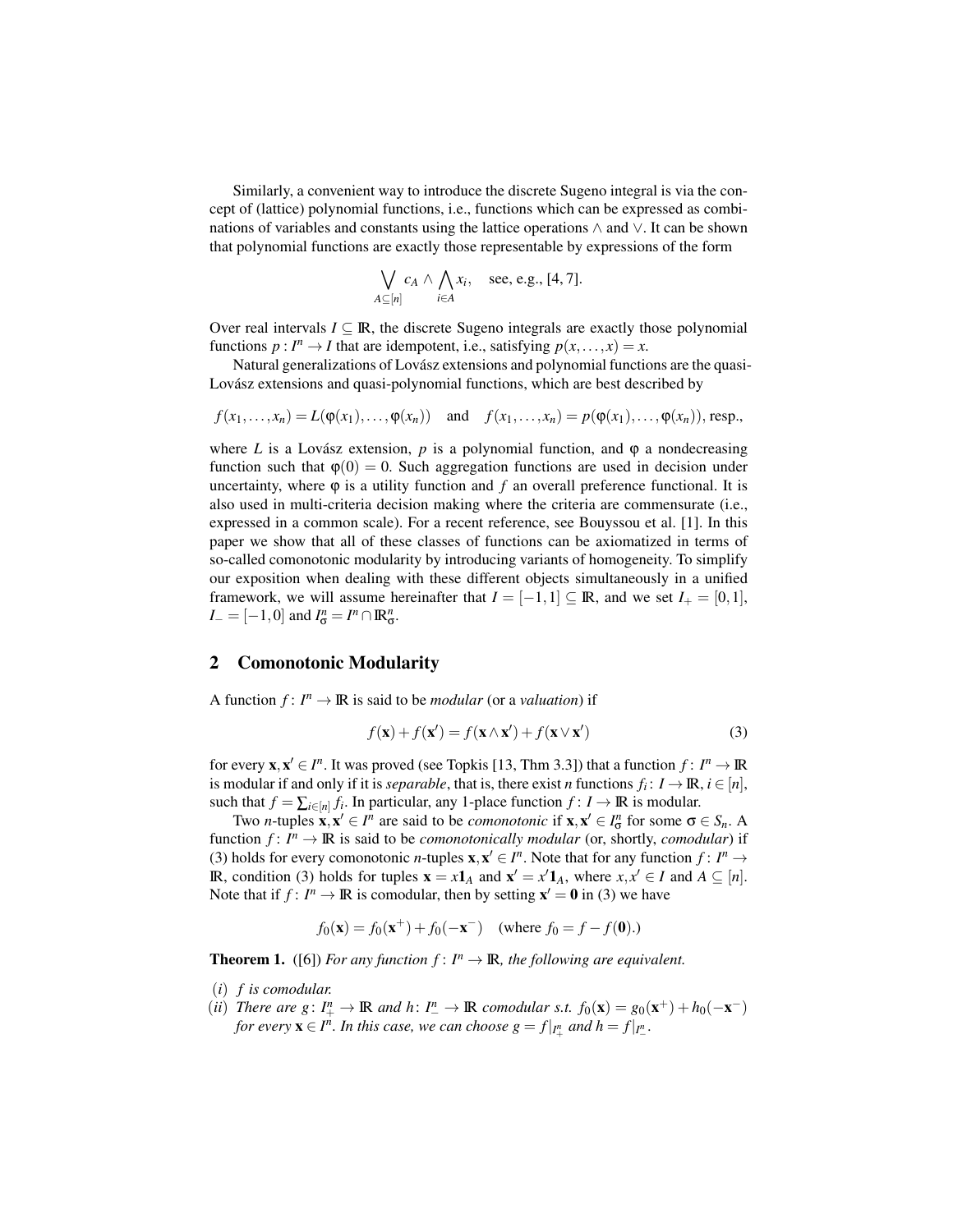Similarly, a convenient way to introduce the discrete Sugeno integral is via the concept of (lattice) polynomial functions, i.e., functions which can be expressed as combinations of variables and constants using the lattice operations $\wedge$ and $\vee$. It can be shown that polynomial functions are exactly those representable by expressions of the form

$$\bigvee_{A\subseteq[n]} c_A \wedge \bigwedge_{i\in A} x_i, \quad \text{see, e.g., [4, 7].}$$

Over real intervals $I \subseteq \mathbb{R}$, the discrete Sugeno integrals are exactly those polynomial functions $p : I^n \to I$ that are idempotent, i.e., satisfying $p(x,\ldots,x) = x$.

Natural generalizations of Lovász extensions and polynomial functions are the quasi-Lovász extensions and quasi-polynomial functions, which are best described by

$$f(x_1,\ldots,x_n) = L(\varphi(x_1),\ldots,\varphi(x_n)) \quad \text{and} \quad f(x_1,\ldots,x_n) = p(\varphi(x_1),\ldots,\varphi(x_n)), \text{ resp.,}$$

where $L$ is a Lovász extension, $p$ is a polynomial function, and $\varphi$ a nondecreasing function such that $\varphi(0) = 0$. Such aggregation functions are used in decision under uncertainty, where $\varphi$ is a utility function and $f$ an overall preference functional. It is also used in multi-criteria decision making where the criteria are commensurate (i.e., expressed in a common scale). For a recent reference, see Bouyssou et al. [1]. In this paper we show that all of these classes of functions can be axiomatized in terms of so-called comonotonic modularity by introducing variants of homogeneity. To simplify our exposition when dealing with these different objects simultaneously in a unified framework, we will assume hereinafter that $I = [-1,1] \subseteq \mathbb{R}$, and we set $I_+ = [0,1]$, $I_- = [-1,0]$ and $I^n_\sigma = I^n \cap \mathbb{R}^n_\sigma$.

## 2 Comonotonic Modularity

A function $f\colon I^n \to \mathbb{R}$ is said to be *modular* (or a *valuation*) if

$$f(\mathbf{x}) + f(\mathbf{x}') = f(\mathbf{x}\wedge\mathbf{x}') + f(\mathbf{x}\vee\mathbf{x}') \tag{3}$$

for every $\mathbf{x},\mathbf{x}' \in I^n$. It was proved (see Topkis [13, Thm 3.3]) that a function $f\colon I^n \to \mathbb{R}$ is modular if and only if it is *separable*, that is, there exist $n$ functions $f_i\colon I \to \mathbb{R}$, $i \in [n]$, such that $f = \sum_{i\in[n]} f_i$. In particular, any 1-place function $f\colon I \to \mathbb{R}$ is modular.

Two $n$-tuples $\mathbf{x},\mathbf{x}' \in I^n$ are said to be *comonotonic* if $\mathbf{x},\mathbf{x}' \in I^n_\sigma$ for some $\sigma \in S_n$. A function $f\colon I^n \to \mathbb{R}$ is said to be *comonotonically modular* (or, shortly, *comodular*) if (3) holds for every comonotonic $n$-tuples $\mathbf{x},\mathbf{x}' \in I^n$. Note that for any function $f\colon I^n \to \mathbb{R}$, condition (3) holds for tuples $\mathbf{x} = x\mathbf{1}_A$ and $\mathbf{x}' = x'\mathbf{1}_A$, where $x,x' \in I$ and $A \subseteq [n]$. Note that if $f\colon I^n \to \mathbb{R}$ is comodular, then by setting $\mathbf{x}' = \mathbf{0}$ in (3) we have

$$f_0(\mathbf{x}) = f_0(\mathbf{x}^+) + f_0(-\mathbf{x}^-) \quad (\text{where } f_0 = f - f(\mathbf{0}).)$$

**Theorem 1.** ([6]) *For any function $f\colon I^n \to \mathbb{R}$, the following are equivalent.*

- *(i) $f$ is comodular.*
- *(ii) There are $g\colon I^n_+ \to \mathbb{R}$ and $h\colon I^n_- \to \mathbb{R}$ comodular s.t. $f_0(\mathbf{x}) = g_0(\mathbf{x}^+) + h_0(-\mathbf{x}^-)$ for every $\mathbf{x} \in I^n$. In this case, we can choose $g = f|_{I^n_+}$ and $h = f|_{I^n_-}$.*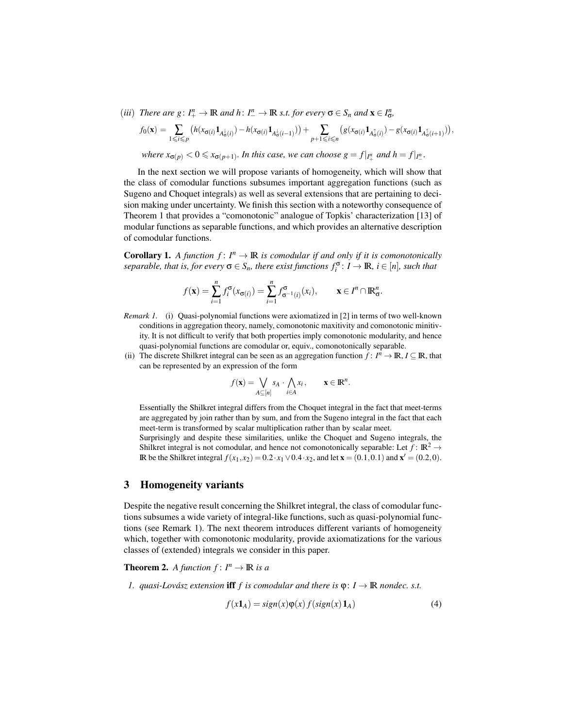(*iii*) *There are* $g\colon I_+^n \to \mathbb{R}$ *and* $h\colon I_-^n \to \mathbb{R}$ *s.t. for every* $\sigma \in S_n$ *and* $\mathbf{x} \in I_\sigma^n$,

$$f_0(\mathbf{x}) = \sum_{1 \leqslant i \leqslant p} \big(h(x_{\sigma(i)} \mathbf{1}_{A_\sigma^\downarrow(i)}) - h(x_{\sigma(i)} \mathbf{1}_{A_\sigma^\downarrow(i-1)})\big) + \sum_{p+1 \leqslant i \leqslant n} \big(g(x_{\sigma(i)} \mathbf{1}_{A_\sigma^\uparrow(i)}) - g(x_{\sigma(i)} \mathbf{1}_{A_\sigma^\uparrow(i+1)})\big),$$

*where* $x_{\sigma(p)} < 0 \leqslant x_{\sigma(p+1)}$. *In this case, we can choose* $g = f|_{I_+^n}$ *and* $h = f|_{I_-^n}$.

In the next section we will propose variants of homogeneity, which will show that the class of comodular functions subsumes important aggregation functions (such as Sugeno and Choquet integrals) as well as several extensions that are pertaining to decision making under uncertainty. We finish this section with a noteworthy consequence of Theorem 1 that provides a "comonotonic" analogue of Topkis' characterization [13] of modular functions as separable functions, and which provides an alternative description of comodular functions.

**Corollary 1.** *A function* $f\colon I^n \to \mathbb{R}$ *is comodular if and only if it is comonotonically separable, that is, for every* $\sigma \in S_n$, *there exist functions* $f_i^\sigma\colon I \to \mathbb{R}$, $i \in [n]$, *such that*

$$f(\mathbf{x}) = \sum_{i=1}^{n} f_i^\sigma(x_{\sigma(i)}) = \sum_{i=1}^{n} f_{\sigma^{-1}(i)}^\sigma(x_i), \qquad \mathbf{x} \in I^n \cap \mathbb{R}_\sigma^n.$$

*Remark 1.* (i) Quasi-polynomial functions were axiomatized in [2] in terms of two well-known conditions in aggregation theory, namely, comonotonic maxitivity and comonotonic minitivity. It is not difficult to verify that both properties imply comonotonic modularity, and hence quasi-polynomial functions are comodular or, equiv., comonotonically separable.

(ii) The discrete Shilkret integral can be seen as an aggregation function $f\colon I^n \to \mathbb{R}$, $I \subseteq \mathbb{R}$, that can be represented by an expression of the form

$$f(\mathbf{x}) = \bigvee_{A \subseteq [n]} s_A \cdot \bigwedge_{i \in A} x_i, \qquad \mathbf{x} \in \mathbb{R}^n.$$

Essentially the Shilkret integral differs from the Choquet integral in the fact that meet-terms are aggregated by join rather than by sum, and from the Sugeno integral in the fact that each meet-term is transformed by scalar multiplication rather than by scalar meet.

Surprisingly and despite these similarities, unlike the Choquet and Sugeno integrals, the Shilkret integral is not comodular, and hence not comonotonically separable: Let $f\colon \mathbb{R}^2 \to \mathbb{R}$ be the Shilkret integral $f(x_1, x_2) = 0.2 \cdot x_1 \vee 0.4 \cdot x_2$, and let $\mathbf{x} = (0.1, 0.1)$ and $\mathbf{x}' = (0.2, 0)$.

## 3 Homogeneity variants

Despite the negative result concerning the Shilkret integral, the class of comodular functions subsumes a wide variety of integral-like functions, such as quasi-polynomial functions (see Remark 1). The next theorem introduces different variants of homogeneity which, together with comonotonic modularity, provide axiomatizations for the various classes of (extended) integrals we consider in this paper.

**Theorem 2.** *A function* $f\colon I^n \to \mathbb{R}$ *is a*

1. *quasi-Lovász extension* **iff** *f is comodular and there is* $\varphi\colon I \to \mathbb{R}$ *nondec. s.t.*

$$f(x\mathbf{1}_A) = sign(x)\varphi(x) f(sign(x)\,\mathbf{1}_A) \tag{4}$$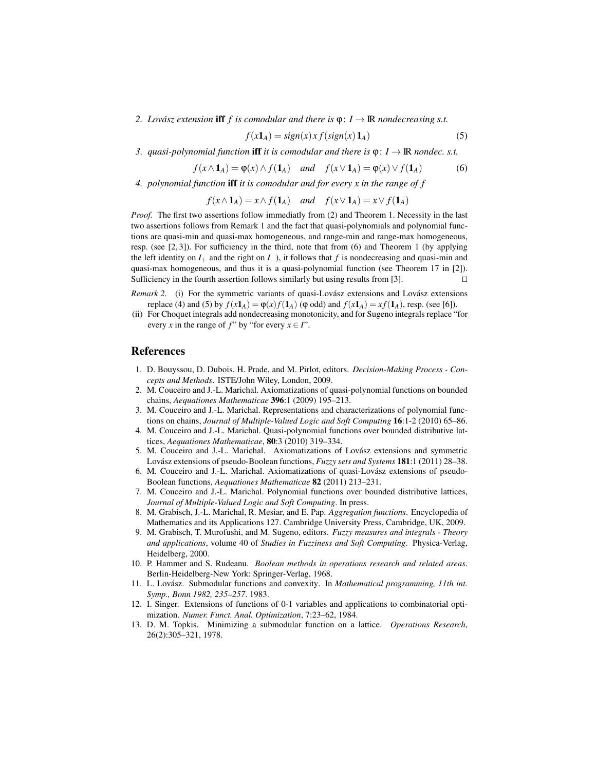2. *Lovász extension* **iff** *f is comodular and there is* $\varphi\colon I \to \mathbb{R}$ *nondecreasing s.t.*

$$f(x\mathbf{1}_A) = sign(x)\, x\, f(sign(x)\,\mathbf{1}_A) \tag{5}$$

3. *quasi-polynomial function* **iff** *it is comodular and there is* $\varphi\colon I \to \mathbb{R}$ *nondec. s.t.*

$$f(x \wedge \mathbf{1}_A) = \varphi(x) \wedge f(\mathbf{1}_A) \quad \textit{and} \quad f(x \vee \mathbf{1}_A) = \varphi(x) \vee f(\mathbf{1}_A) \tag{6}$$

4. *polynomial function* **iff** *it is comodular and for every x in the range of f*

$$f(x \wedge \mathbf{1}_A) = x \wedge f(\mathbf{1}_A) \quad \textit{and} \quad f(x \vee \mathbf{1}_A) = x \vee f(\mathbf{1}_A)$$

*Proof.* The first two assertions follow immediatly from (2) and Theorem 1. Necessity in the last two assertions follows from Remark 1 and the fact that quasi-polynomials and polynomial functions are quasi-min and quasi-max homogeneous, and range-min and range-max homogeneous, resp. (see [2, 3]). For sufficiency in the third, note that from (6) and Theorem 1 (by applying the left identity on $I_+$ and the right on $I_-$), it follows that $f$ is nondecreasing and quasi-min and quasi-max homogeneous, and thus it is a quasi-polynomial function (see Theorem 17 in [2]). Sufficiency in the fourth assertion follows similarly but using results from [3]. □

*Remark 2.* (i) For the symmetric variants of quasi-Lovász extensions and Lovász extensions replace (4) and (5) by $f(x\mathbf{1}_A) = \varphi(x)f(\mathbf{1}_A)$ ($\varphi$ odd) and $f(x\mathbf{1}_A) = xf(\mathbf{1}_A)$, resp. (see [6]).

(ii) For Choquet integrals add nondecreasing monotonicity, and for Sugeno integrals replace "for every $x$ in the range of $f$" by "for every $x \in I$".

## References

1. D. Bouyssou, D. Dubois, H. Prade, and M. Pirlot, editors. *Decision-Making Process - Concepts and Methods*. ISTE/John Wiley, London, 2009.
2. M. Couceiro and J.-L. Marichal. Axiomatizations of quasi-polynomial functions on bounded chains, *Aequationes Mathematicae* **396**:1 (2009) 195–213.
3. M. Couceiro and J.-L. Marichal. Representations and characterizations of polynomial functions on chains, *Journal of Multiple-Valued Logic and Soft Computing* **16**:1-2 (2010) 65–86.
4. M. Couceiro and J.-L. Marichal. Quasi-polynomial functions over bounded distributive lattices, *Aequationes Mathematicae*, **80**:3 (2010) 319–334.
5. M. Couceiro and J.-L. Marichal. Axiomatizations of Lovász extensions and symmetric Lovász extensions of pseudo-Boolean functions, *Fuzzy sets and Systems* **181**:1 (2011) 28–38.
6. M. Couceiro and J.-L. Marichal. Axiomatizations of quasi-Lovász extensions of pseudo-Boolean functions, *Aequationes Mathematicae* **82** (2011) 213–231.
7. M. Couceiro and J.-L. Marichal. Polynomial functions over bounded distributive lattices, *Journal of Multiple-Valued Logic and Soft Computing*. In press.
8. M. Grabisch, J.-L. Marichal, R. Mesiar, and E. Pap. *Aggregation functions*. Encyclopedia of Mathematics and its Applications 127. Cambridge University Press, Cambridge, UK, 2009.
9. M. Grabisch, T. Murofushi, and M. Sugeno, editors. *Fuzzy measures and integrals - Theory and applications*, volume 40 of *Studies in Fuzziness and Soft Computing*. Physica-Verlag, Heidelberg, 2000.
10. P. Hammer and S. Rudeanu. *Boolean methods in operations research and related areas*. Berlin-Heidelberg-New York: Springer-Verlag, 1968.
11. L. Lovász. Submodular functions and convexity. In *Mathematical programming, 11th int. Symp., Bonn 1982, 235–257*. 1983.
12. I. Singer. Extensions of functions of 0-1 variables and applications to combinatorial optimization. *Numer. Funct. Anal. Optimization*, 7:23–62, 1984.
13. D. M. Topkis. Minimizing a submodular function on a lattice. *Operations Research*, 26(2):305–321, 1978.